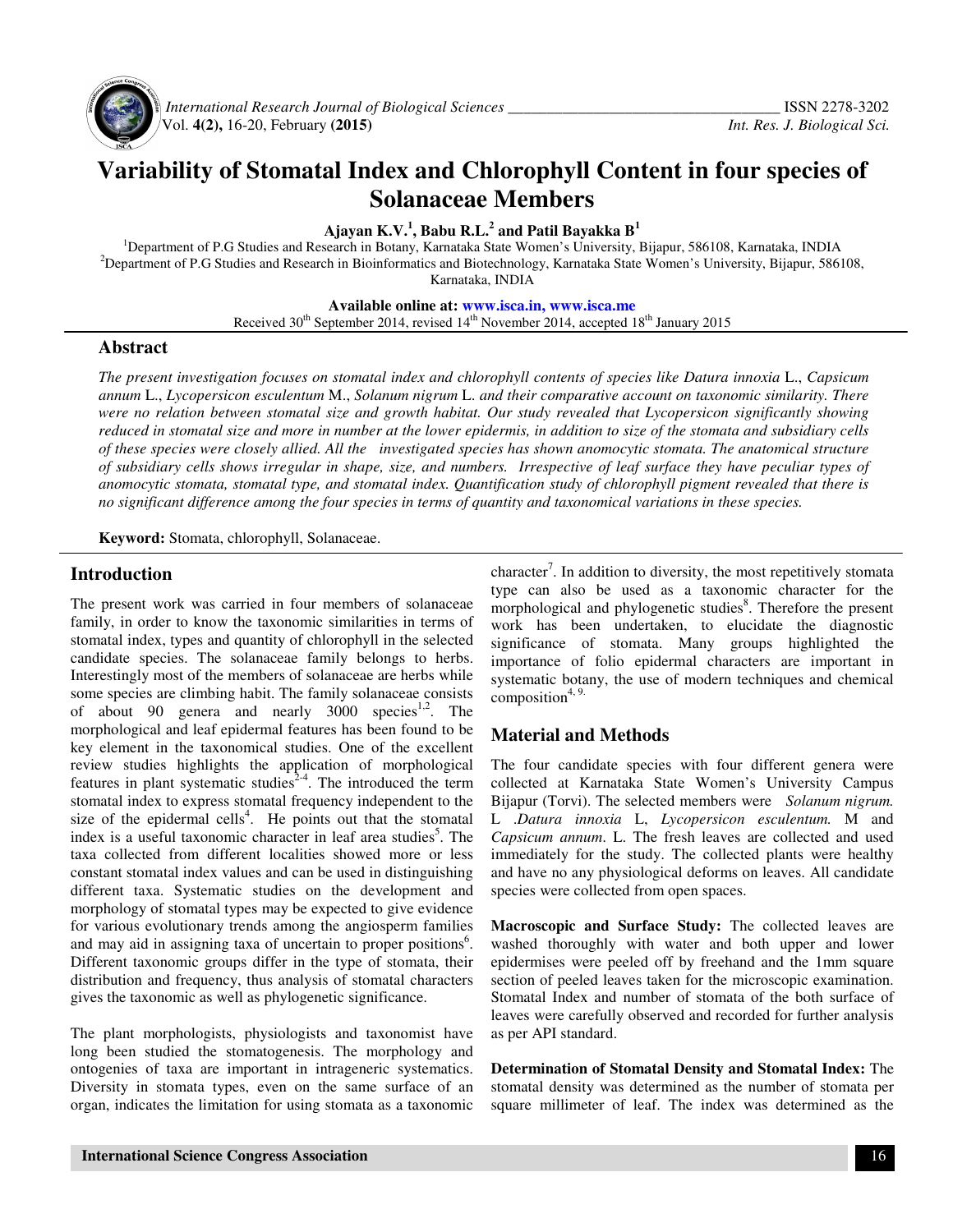# Variability of Stomatal Index and Chlorophyll Content in four species of Solanaceae Members

**Ajayan K.V.[1], Babu R.L.[2] and Patil Bayakka B[1]**

[1]Department of P.G Studies and Research in Botany, Karnataka State Women's University, Bijapur, 586108, Karnataka, INDIA
[2]Department of P.G Studies and Research in Bioinformatics and Biotechnology, Karnataka State Women's University, Bijapur, 586108, Karnataka, INDIA

**Available online at: www.isca.in, www.isca.me**
Received 30th September 2014, revised 14th November 2014, accepted 18th January 2015

## Abstract

*The present investigation focuses on stomatal index and chlorophyll contents of species like Datura innoxia L., Capsicum annum L., Lycopersicon esculentum M., Solanum nigrum L. and their comparative account on taxonomic similarity. There were no relation between stomatal size and growth habitat. Our study revealed that Lycopersicon significantly showing reduced in stomatal size and more in number at the lower epidermis, in addition to size of the stomata and subsidiary cells of these species were closely allied. All the investigated species has shown anomocytic stomata. The anatomical structure of subsidiary cells shows irregular in shape, size, and numbers. Irrespective of leaf surface they have peculiar types of anomocytic stomata, stomatal type, and stomatal index. Quantification study of chlorophyll pigment revealed that there is no significant difference among the four species in terms of quantity and taxonomical variations in these species.*

**Keyword:** Stomata, chlorophyll, Solanaceae.

## Introduction

The present work was carried in four members of solanaceae family, in order to know the taxonomic similarities in terms of stomatal index, types and quantity of chlorophyll in the selected candidate species. The solanaceae family belongs to herbs. Interestingly most of the members of solanaceae are herbs while some species are climbing habit. The family solanaceae consists of about 90 genera and nearly 3000 species[1,2]. The morphological and leaf epidermal features has been found to be key element in the taxonomical studies. One of the excellent review studies highlights the application of morphological features in plant systematic studies[2-4]. The introduced the term stomatal index to express stomatal frequency independent to the size of the epidermal cells[4]. He points out that the stomatal index is a useful taxonomic character in leaf area studies[5]. The taxa collected from different localities showed more or less constant stomatal index values and can be used in distinguishing different taxa. Systematic studies on the development and morphology of stomatal types may be expected to give evidence for various evolutionary trends among the angiosperm families and may aid in assigning taxa of uncertain to proper positions[6]. Different taxonomic groups differ in the type of stomata, their distribution and frequency, thus analysis of stomatal characters gives the taxonomic as well as phylogenetic significance.

The plant morphologists, physiologists and taxonomist have long been studied the stomatogenesis. The morphology and ontogenies of taxa are important in intrageneric systematics. Diversity in stomata types, even on the same surface of an organ, indicates the limitation for using stomata as a taxonomic character[7]. In addition to diversity, the most repetitively stomata type can also be used as a taxonomic character for the morphological and phylogenetic studies[8]. Therefore the present work has been undertaken, to elucidate the diagnostic significance of stomata. Many groups highlighted the importance of folio epidermal characters are important in systematic botany, the use of modern techniques and chemical composition[4, 9].

## Material and Methods

The four candidate species with four different genera were collected at Karnataka State Women's University Campus Bijapur (Torvi). The selected members were *Solanum nigrum.* L *.Datura innoxia* L, *Lycopersicon esculentum.* M and *Capsicum annum*. L. The fresh leaves are collected and used immediately for the study. The collected plants were healthy and have no any physiological deforms on leaves. All candidate species were collected from open spaces.

**Macroscopic and Surface Study:** The collected leaves are washed thoroughly with water and both upper and lower epidermises were peeled off by freehand and the 1mm square section of peeled leaves taken for the microscopic examination. Stomatal Index and number of stomata of the both surface of leaves were carefully observed and recorded for further analysis as per API standard.

**Determination of Stomatal Density and Stomatal Index:** The stomatal density was determined as the number of stomata per square millimeter of leaf. The index was determined as the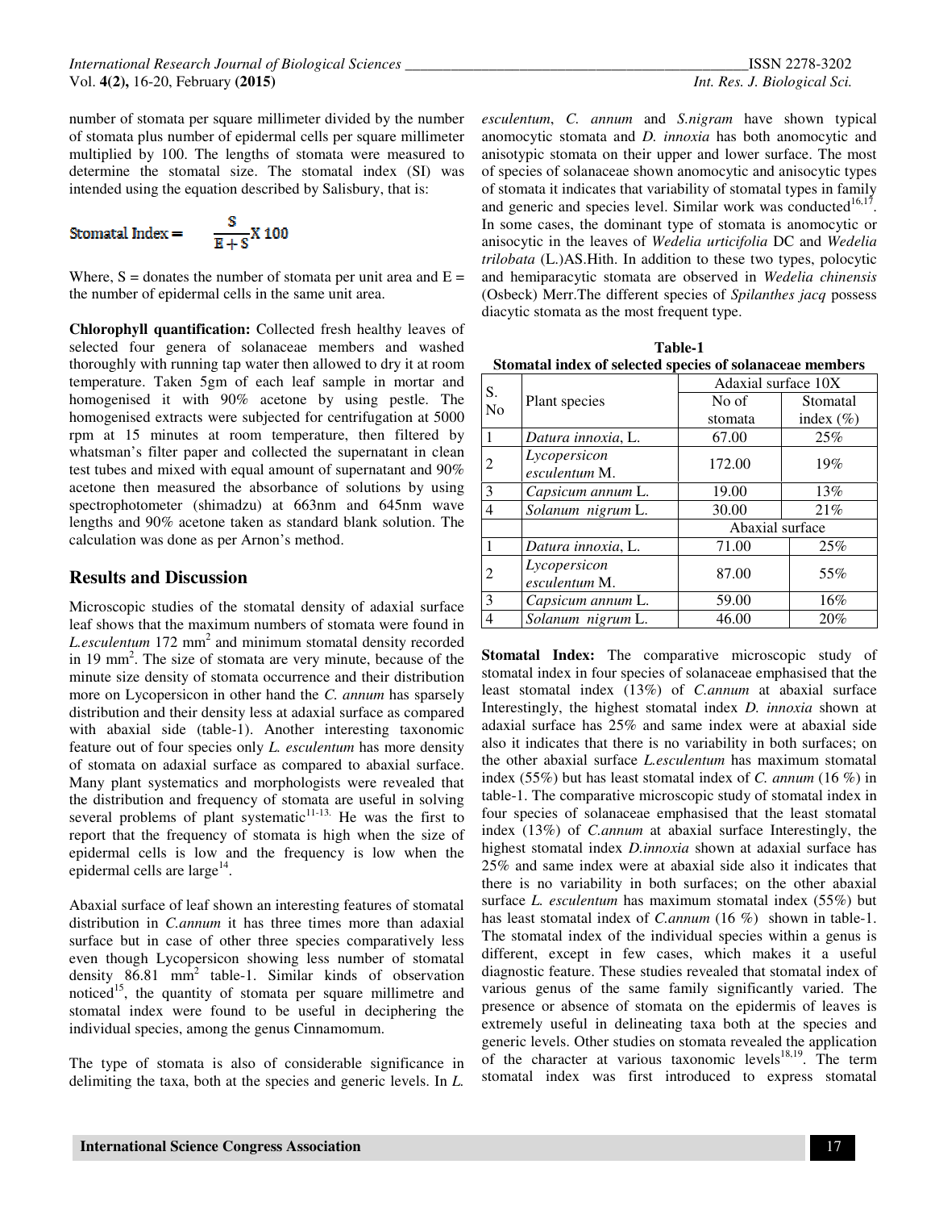number of stomata per square millimeter divided by the number of stomata plus number of epidermal cells per square millimeter multiplied by 100. The lengths of stomata were measured to determine the stomatal size. The stomatal index (SI) was intended using the equation described by Salisbury, that is:

$$\text{Stomatal Index} = \frac{S}{E + S} X\ 100$$

Where, S = donates the number of stomata per unit area and E = the number of epidermal cells in the same unit area.

**Chlorophyll quantification:** Collected fresh healthy leaves of selected four genera of solanaceae members and washed thoroughly with running tap water then allowed to dry it at room temperature. Taken 5gm of each leaf sample in mortar and homogenised it with 90% acetone by using pestle. The homogenised extracts were subjected for centrifugation at 5000 rpm at 15 minutes at room temperature, then filtered by whatsman's filter paper and collected the supernatant in clean test tubes and mixed with equal amount of supernatant and 90% acetone then measured the absorbance of solutions by using spectrophotometer (shimadzu) at 663nm and 645nm wave lengths and 90% acetone taken as standard blank solution. The calculation was done as per Arnon's method.

## Results and Discussion

Microscopic studies of the stomatal density of adaxial surface leaf shows that the maximum numbers of stomata were found in *L.esculentum* 172 $mm^2$ and minimum stomatal density recorded in 19 $mm^2$. The size of stomata are very minute, because of the minute size density of stomata occurrence and their distribution more on Lycopersicon in other hand the *C. annum* has sparsely distribution and their density less at adaxial surface as compared with abaxial side (table-1). Another interesting taxonomic feature out of four species only *L. esculentum* has more density of stomata on adaxial surface as compared to abaxial surface. Many plant systematics and morphologists were revealed that the distribution and frequency of stomata are useful in solving several problems of plant systematic[11-13.] He was the first to report that the frequency of stomata is high when the size of epidermal cells is low and the frequency is low when the epidermal cells are large[14].

Abaxial surface of leaf shown an interesting features of stomatal distribution in *C.annum* it has three times more than adaxial surface but in case of other three species comparatively less even though Lycopersicon showing less number of stomatal density 86.81 $mm^2$ table-1. Similar kinds of observation noticed[15], the quantity of stomata per square millimetre and stomatal index were found to be useful in deciphering the individual species, among the genus Cinnamomum.

The type of stomata is also of considerable significance in delimiting the taxa, both at the species and generic levels. In *L. esculentum*, *C. annum* and *S.nigram* have shown typical anomocytic stomata and *D. innoxia* has both anomocytic and anisotypic stomata on their upper and lower surface. The most of species of solanaceae shown anomocytic and anisocytic types of stomata it indicates that variability of stomatal types in family and generic and species level. Similar work was conducted[16,17]. In some cases, the dominant type of stomata is anomocytic or anisocytic in the leaves of *Wedelia urticifolia* DC and *Wedelia trilobata* (L.)AS.Hith. In addition to these two types, polocytic and hemiparacytic stomata are observed in *Wedelia chinensis* (Osbeck) Merr.The different species of *Spilanthes jacq* possess diacytic stomata as the most frequent type.

**Table-1**
**Stomatal index of selected species of solanaceae members**

| S. No | Plant species | Adaxial surface 10X | |
|---|---|---|---|
| | | No of stomata | Stomatal index (%) |
| 1 | *Datura innoxia*, L. | 67.00 | 25% |
| 2 | *Lycopersicon esculentum* M. | 172.00 | 19% |
| 3 | *Capsicum annum* L. | 19.00 | 13% |
| 4 | *Solanum nigrum* L. | 30.00 | 21% |
| | | Abaxial surface | |
| 1 | *Datura innoxia*, L. | 71.00 | 25% |
| 2 | *Lycopersicon esculentum* M. | 87.00 | 55% |
| 3 | *Capsicum annum* L. | 59.00 | 16% |
| 4 | *Solanum nigrum* L. | 46.00 | 20% |

**Stomatal Index:** The comparative microscopic study of stomatal index in four species of solanaceae emphasised that the least stomatal index (13%) of *C.annum* at abaxial surface Interestingly, the highest stomatal index *D. innoxia* shown at adaxial surface has 25% and same index were at abaxial side also it indicates that there is no variability in both surfaces; on the other abaxial surface *L.esculentum* has maximum stomatal index (55%) but has least stomatal index of *C. annum* (16 %) in table-1. The comparative microscopic study of stomatal index in four species of solanaceae emphasised that the least stomatal index (13%) of *C.annum* at abaxial surface Interestingly, the highest stomatal index *D.innoxia* shown at adaxial surface has 25% and same index were at abaxial side also it indicates that there is no variability in both surfaces; on the other abaxial surface *L. esculentum* has maximum stomatal index (55%) but has least stomatal index of *C.annum* (16 %) shown in table-1. The stomatal index of the individual species within a genus is different, except in few cases, which makes it a useful diagnostic feature. These studies revealed that stomatal index of various genus of the same family significantly varied. The presence or absence of stomata on the epidermis of leaves is extremely useful in delineating taxa both at the species and generic levels. Other studies on stomata revealed the application of the character at various taxonomic levels[18,19]. The term stomatal index was first introduced to express stomatal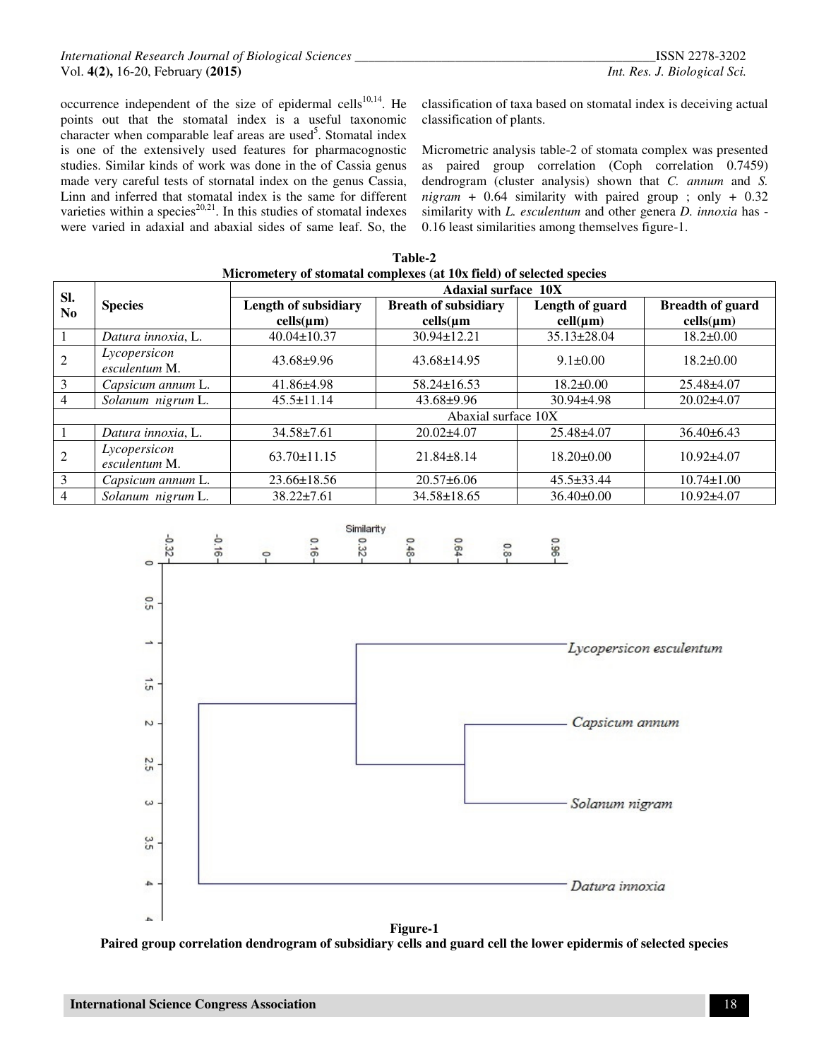occurrence independent of the size of epidermal cells[10,14]. He points out that the stomatal index is a useful taxonomic character when comparable leaf areas are used[5]. Stomatal index is one of the extensively used features for pharmacognostic studies. Similar kinds of work was done in the of Cassia genus made very careful tests of stornatal index on the genus Cassia, Linn and inferred that stomatal index is the same for different varieties within a species[20,21]. In this studies of stomatal indexes were varied in adaxial and abaxial sides of same leaf. So, the classification of taxa based on stomatal index is deceiving actual classification of plants.

Micrometric analysis table-2 of stomata complex was presented as paired group correlation (Coph correlation 0.7459) dendrogram (cluster analysis) shown that *C. annum* and *S. nigram* + 0.64 similarity with paired group ; only + 0.32 similarity with *L. esculentum* and other genera *D. innoxia* has -0.16 least similarities among themselves figure-1.

**Table-2**
**Micrometery of stomatal complexes (at 10x field) of selected species**

| Sl. No | Species | Length of subsidiary cells(µm) | Breath of subsidiary cells(µm | Length of guard cell(µm) | Breadth of guard cells(µm) |
|---|---|---|---|---|---|
| | | **Adaxial surface 10X** | | | |
| 1 | *Datura innoxia*, L. | 40.04±10.37 | 30.94±12.21 | 35.13±28.04 | 18.2±0.00 |
| 2 | *Lycopersicon esculentum* M. | 43.68±9.96 | 43.68±14.95 | 9.1±0.00 | 18.2±0.00 |
| 3 | *Capsicum annum* L. | 41.86±4.98 | 58.24±16.53 | 18.2±0.00 | 25.48±4.07 |
| 4 | *Solanum nigrum* L. | 45.5±11.14 | 43.68±9.96 | 30.94±4.98 | 20.02±4.07 |
| | | Abaxial surface 10X | | | |
| 1 | *Datura innoxia*, L. | 34.58±7.61 | 20.02±4.07 | 25.48±4.07 | 36.40±6.43 |
| 2 | *Lycopersicon esculentum* M. | 63.70±11.15 | 21.84±8.14 | 18.20±0.00 | 10.92±4.07 |
| 3 | *Capsicum annum* L. | 23.66±18.56 | 20.57±6.06 | 45.5±33.44 | 10.74±1.00 |
| 4 | *Solanum nigrum* L. | 38.22±7.61 | 34.58±18.65 | 36.40±0.00 | 10.92±4.07 |

**Figure-1**
**Paired group correlation dendrogram of subsidiary cells and guard cell the lower epidermis of selected species**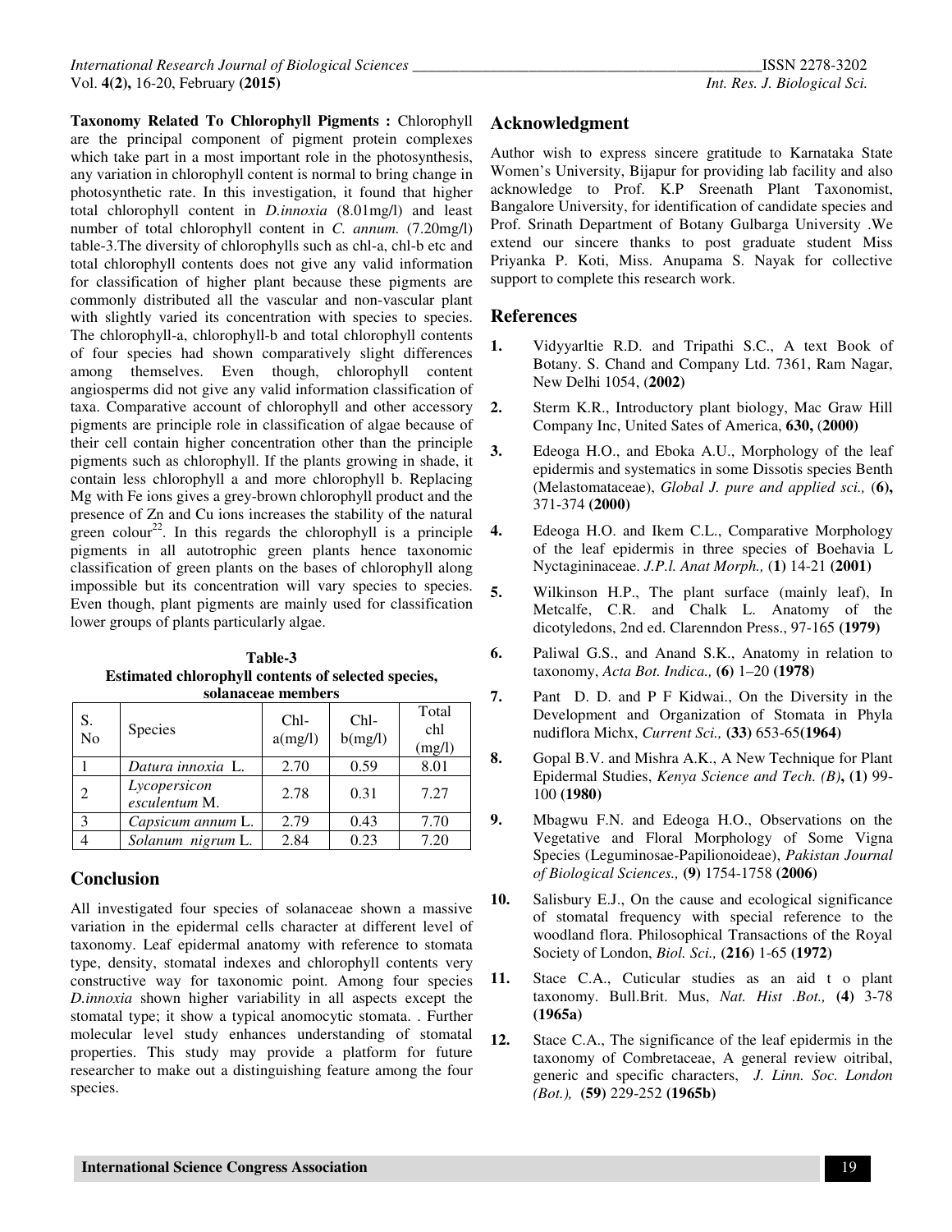**Taxonomy Related To Chlorophyll Pigments :** Chlorophyll are the principal component of pigment protein complexes which take part in a most important role in the photosynthesis, any variation in chlorophyll content is normal to bring change in photosynthetic rate. In this investigation, it found that higher total chlorophyll content in *D.innoxia* (8.01mg/l) and least number of total chlorophyll content in *C. annum.* (7.20mg/l) table-3.The diversity of chlorophylls such as chl-a, chl-b etc and total chlorophyll contents does not give any valid information for classification of higher plant because these pigments are commonly distributed all the vascular and non-vascular plant with slightly varied its concentration with species to species. The chlorophyll-a, chlorophyll-b and total chlorophyll contents of four species had shown comparatively slight differences among themselves. Even though, chlorophyll content angiosperms did not give any valid information classification of taxa. Comparative account of chlorophyll and other accessory pigments are principle role in classification of algae because of their cell contain higher concentration other than the principle pigments such as chlorophyll. If the plants growing in shade, it contain less chlorophyll a and more chlorophyll b. Replacing Mg with Fe ions gives a grey-brown chlorophyll product and the presence of Zn and Cu ions increases the stability of the natural green colour[22]. In this regards the chlorophyll is a principle pigments in all autotrophic green plants hence taxonomic classification of green plants on the bases of chlorophyll along impossible but its concentration will vary species to species. Even though, plant pigments are mainly used for classification lower groups of plants particularly algae.

**Table-3**
**Estimated chlorophyll contents of selected species, solanaceae members**

| S. No | Species | Chl-a(mg/l) | Chl-b(mg/l) | Total chl (mg/l) |
|---|---|---|---|---|
| 1 | *Datura innoxia* L. | 2.70 | 0.59 | 8.01 |
| 2 | *Lycopersicon esculentum* M. | 2.78 | 0.31 | 7.27 |
| 3 | *Capsicum annum* L. | 2.79 | 0.43 | 7.70 |
| 4 | *Solanum nigrum* L. | 2.84 | 0.23 | 7.20 |

## Conclusion

All investigated four species of solanaceae shown a massive variation in the epidermal cells character at different level of taxonomy. Leaf epidermal anatomy with reference to stomata type, density, stomatal indexes and chlorophyll contents very constructive way for taxonomic point. Among four species *D.innoxia* shown higher variability in all aspects except the stomatal type; it show a typical anomocytic stomata. . Further molecular level study enhances understanding of stomatal properties. This study may provide a platform for future researcher to make out a distinguishing feature among the four species.

## Acknowledgment

Author wish to express sincere gratitude to Karnataka State Women's University, Bijapur for providing lab facility and also acknowledge to Prof. K.P Sreenath Plant Taxonomist, Bangalore University, for identification of candidate species and Prof. Srinath Department of Botany Gulbarga University .We extend our sincere thanks to post graduate student Miss Priyanka P. Koti, Miss. Anupama S. Nayak for collective support to complete this research work.

## References

1. Vidyyarltie R.D. and Tripathi S.C., A text Book of Botany. S. Chand and Company Ltd. 7361, Ram Nagar, New Delhi 1054, (**2002**)
2. Sterm K.R., Introductory plant biology, Mac Graw Hill Company Inc, United Sates of America, **630,** (**2000**)
3. Edeoga H.O., and Eboka A.U., Morphology of the leaf epidermis and systematics in some Dissotis species Benth (Melastomataceae), *Global J. pure and applied sci.,* (**6),** 371-374 **(2000)**
4. Edeoga H.O. and Ikem C.L., Comparative Morphology of the leaf epidermis in three species of Boehavia L Nyctagininaceae. *J.P.l. Anat Morph.,* (**1)** 14-21 **(2001)**
5. Wilkinson H.P., The plant surface (mainly leaf), In Metcalfe, C.R. and Chalk L. Anatomy of the dicotyledons, 2nd ed. Clarenndon Press., 97-165 **(1979)**
6. Paliwal G.S., and Anand S.K., Anatomy in relation to taxonomy, *Acta Bot. Indica.,* **(6)** 1–20 **(1978)**
7. Pant D. D. and P F Kidwai., On the Diversity in the Development and Organization of Stomata in Phyla nudiflora Michx, *Current Sci.,* **(33)** 653-65**(1964)**
8. Gopal B.V. and Mishra A.K., A New Technique for Plant Epidermal Studies, *Kenya Science and Tech. (B)***, (1)** 99-100 **(1980)**
9. Mbagwu F.N. and Edeoga H.O., Observations on the Vegetative and Floral Morphology of Some Vigna Species (Leguminosae-Papilionoideae), *Pakistan Journal of Biological Sciences.,* **(9)** 1754-1758 **(2006)**
10. Salisbury E.J., On the cause and ecological significance of stomatal frequency with special reference to the woodland flora. Philosophical Transactions of the Royal Society of London, *Biol. Sci.,* **(216)** 1-65 **(1972)**
11. Stace C.A., Cuticular studies as an aid t o plant taxonomy. Bull.Brit. Mus, *Nat. Hist .Bot.,* **(4)** 3-78 **(1965a)**
12. Stace C.A., The significance of the leaf epidermis in the taxonomy of Combretaceae, A general review oitribal, generic and specific characters, *J. Linn. Soc. London (Bot.),* **(59)** 229-252 **(1965b)**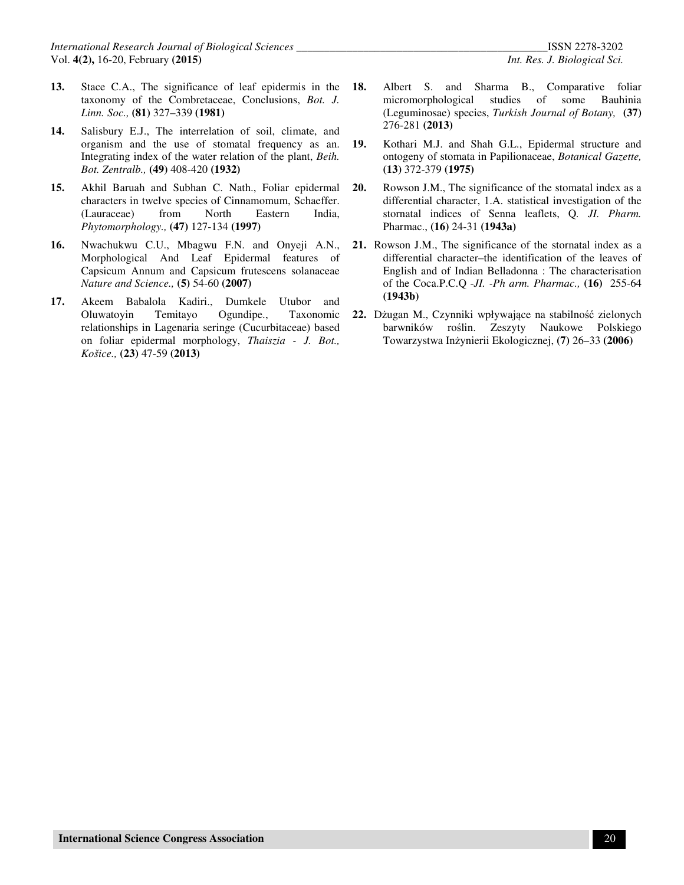13. Stace C.A., The significance of leaf epidermis in the taxonomy of the Combretaceae, Conclusions, *Bot. J. Linn. Soc.,* **(81)** 327–339 **(1981)**

14. Salisbury E.J., The interrelation of soil, climate, and organism and the use of stomatal frequency as an. Integrating index of the water relation of the plant, *Beih. Bot. Zentralb.,* **(49)** 408-420 **(1932)**

15. Akhil Baruah and Subhan C. Nath., Foliar epidermal characters in twelve species of Cinnamomum, Schaeffer. (Lauraceae) from North Eastern India, *Phytomorphology.,* **(47)** 127-134 **(1997)**

16. Nwachukwu C.U., Mbagwu F.N. and Onyeji A.N., Morphological And Leaf Epidermal features of Capsicum Annum and Capsicum frutescens solanaceae *Nature and Science.,* **(5)** 54-60 **(2007)**

17. Akeem Babalola Kadiri., Dumkele Utubor and Oluwatoyin Temitayo Ogundipe., Taxonomic relationships in Lagenaria seringe (Cucurbitaceae) based on foliar epidermal morphology, *Thaiszia - J. Bot., Košice.,* **(23)** 47-59 **(2013)**

18. Albert S. and Sharma B., Comparative foliar micromorphological studies of some Bauhinia (Leguminosae) species, *Turkish Journal of Botany,* **(37)** 276-281 **(2013)**

19. Kothari M.J. and Shah G.L., Epidermal structure and ontogeny of stomata in Papilionaceae, *Botanical Gazette,* **(13)** 372-379 **(1975)**

20. Rowson J.M., The significance of the stomatal index as a differential character, 1.A. statistical investigation of the stornatal indices of Senna leaflets, Q. *JI. Pharm.* Pharmac., **(16)** 24-31 **(1943a)**

21. Rowson J.M., The significance of the stornatal index as a differential character–the identification of the leaves of English and of Indian Belladonna : The characterisation of the Coca.P.C.Q *-JI. -Ph arm. Pharmac.,* **(16)** 255-64 **(1943b)**

22. Dżugan M., Czynniki wpływające na stabilność zielonych barwników roślin. Zeszyty Naukowe Polskiego Towarzystwa Inżynierii Ekologicznej, **(7)** 26–33 **(2006)**